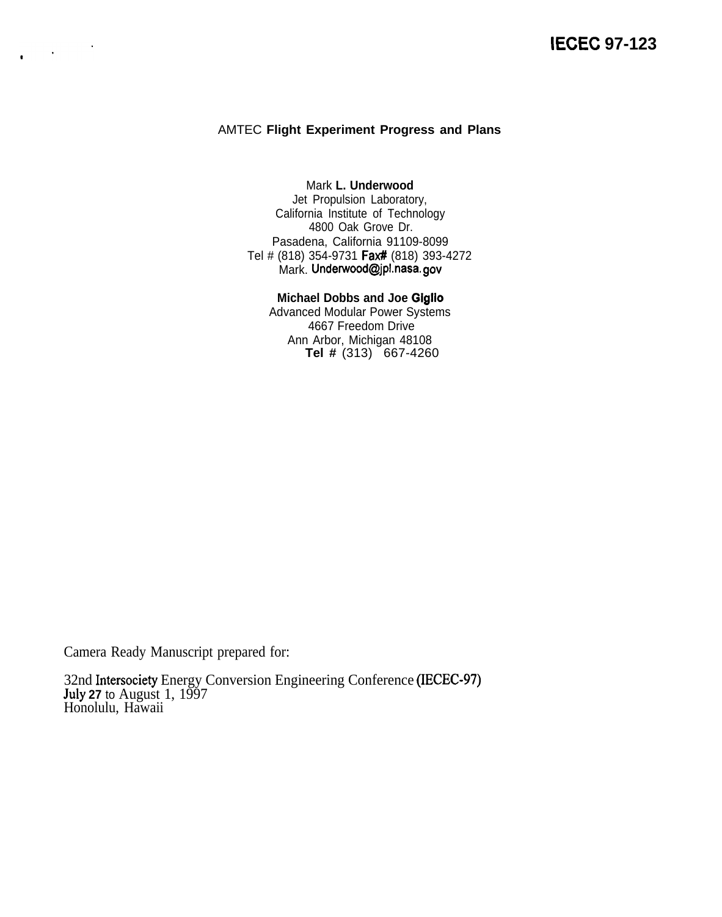IECEC 97-123

# AMTEC Flight Experiment Progress and Plans

Mark L. Underwood
Jet Propulsion Laboratory,
California Institute of Technology
4800 Oak Grove Dr.
Pasadena, California 91109-8099
Tel # (818) 354-9731 Fax# (818) 393-4272
Mark. Underwood@jpl.nasa.gov

**Michael Dobbs and Joe Giglio**
Advanced Modular Power Systems
4667 Freedom Drive
Ann Arbor, Michigan 48108
**Tel #** (313) 667-4260

Camera Ready Manuscript prepared for:

32nd Intersociety Energy Conversion Engineering Conference (IECEC-97)
July 27 to August 1, 1997
Honolulu, Hawaii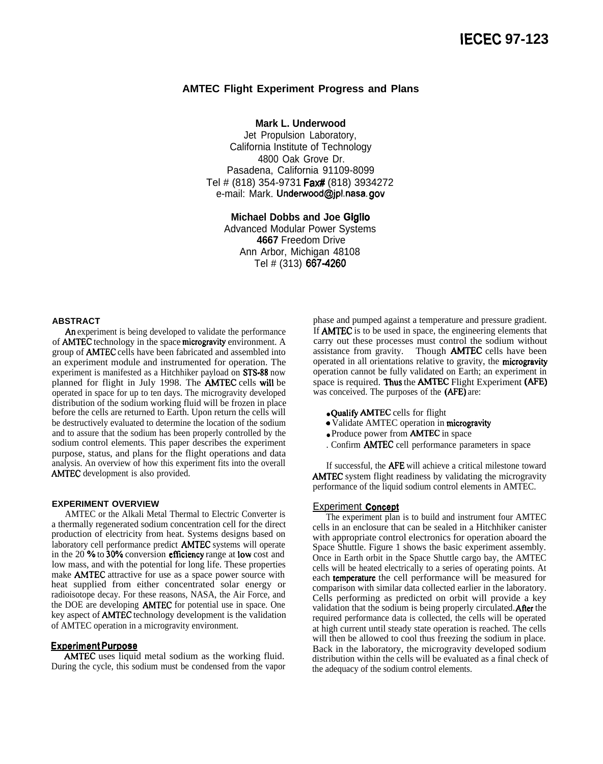IECEC 97-123

# AMTEC Flight Experiment Progress and Plans

**Mark L. Underwood**
Jet Propulsion Laboratory,
California Institute of Technology
4800 Oak Grove Dr.
Pasadena, California 91109-8099
Tel # (818) 354-9731 Fax# (818) 3934272
e-mail: Mark. Underwood@jpl.nasa.gov

**Michael Dobbs and Joe Giglio**
Advanced Modular Power Systems
4667 Freedom Drive
Ann Arbor, Michigan 48108
Tel # (313) 667-4260

## ABSTRACT

An experiment is being developed to validate the performance of AMTEC technology in the space microgravity environment. A group of AMTEC cells have been fabricated and assembled into an experiment module and instrumented for operation. The experiment is manifested as a Hitchhiker payload on STS-88 now planned for flight in July 1998. The AMTEC cells will be operated in space for up to ten days. The microgravity developed distribution of the sodium working fluid will be frozen in place before the cells are returned to Earth. Upon return the cells will be destructively evaluated to determine the location of the sodium and to assure that the sodium has been properly controlled by the sodium control elements. This paper describes the experiment purpose, status, and plans for the flight operations and data analysis. An overview of how this experiment fits into the overall AMTEC development is also provided.

## EXPERIMENT OVERVIEW

AMTEC or the Alkali Metal Thermal to Electric Converter is a thermally regenerated sodium concentration cell for the direct production of electricity from heat. Systems designs based on laboratory cell performance predict AMTEC systems will operate in the 20 % to 30% conversion efficiency range at low cost and low mass, and with the potential for long life. These properties make AMTEC attractive for use as a space power source with heat supplied from either concentrated solar energy or radioisotope decay. For these reasons, NASA, the Air Force, and the DOE are developing AMTEC for potential use in space. One key aspect of AMTEC technology development is the validation of AMTEC operation in a microgravity environment.

### Experiment Purpose

AMTEC uses liquid metal sodium as the working fluid. During the cycle, this sodium must be condensed from the vapor phase and pumped against a temperature and pressure gradient. If AMTEC is to be used in space, the engineering elements that carry out these processes must control the sodium without assistance from gravity. Though AMTEC cells have been operated in all orientations relative to gravity, the microgravity operation cannot be fully validated on Earth; an experiment in space is required. Thus the AMTEC Flight Experiment (AFE) was conceived. The purposes of the (AFE) are:

- Qualify AMTEC cells for flight
- Validate AMTEC operation in microgravity
- Produce power from AMTEC in space
- Confirm AMTEC cell performance parameters in space

If successful, the AFE will achieve a critical milestone toward AMTEC system flight readiness by validating the microgravity performance of the liquid sodium control elements in AMTEC.

### Experiment Concept

The experiment plan is to build and instrument four AMTEC cells in an enclosure that can be sealed in a Hitchhiker canister with appropriate control electronics for operation aboard the Space Shuttle. Figure 1 shows the basic experiment assembly. Once in Earth orbit in the Space Shuttle cargo bay, the AMTEC cells will be heated electrically to a series of operating points. At each temperature the cell performance will be measured for comparison with similar data collected earlier in the laboratory. Cells performing as predicted on orbit will provide a key validation that the sodium is being properly circulated. After the required performance data is collected, the cells will be operated at high current until steady state operation is reached. The cells will then be allowed to cool thus freezing the sodium in place. Back in the laboratory, the microgravity developed sodium distribution within the cells will be evaluated as a final check of the adequacy of the sodium control elements.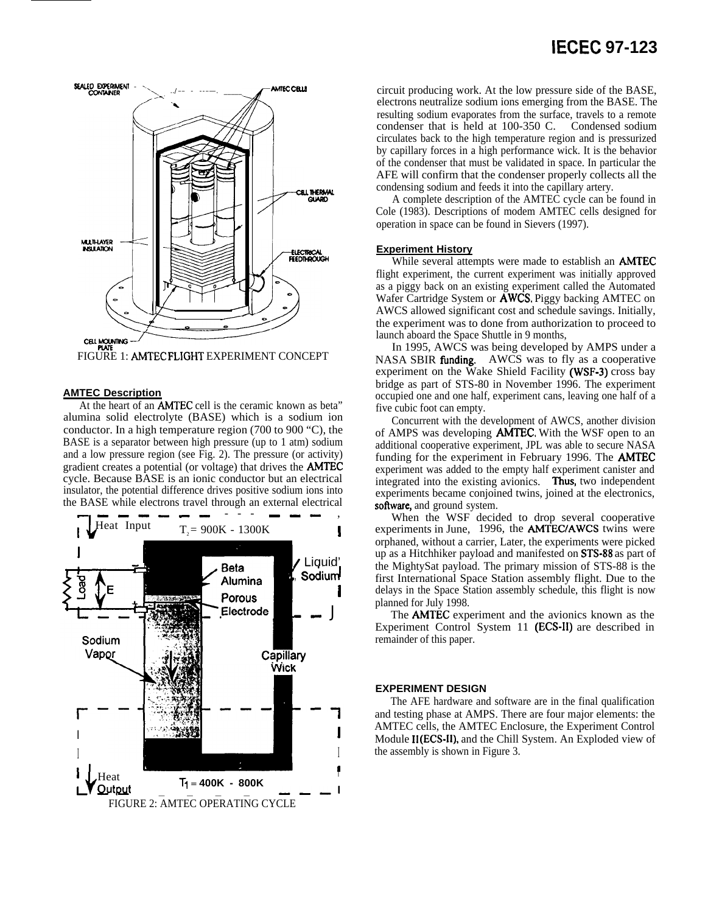FIGURE 1: AMTEC FLIGHT EXPERIMENT CONCEPT

### AMTEC Description

At the heart of an AMTEC cell is the ceramic known as beta" alumina solid electrolyte (BASE) which is a sodium ion conductor. In a high temperature region (700 to 900 "C), the BASE is a separator between high pressure (up to 1 atm) sodium and a low pressure region (see Fig. 2). The pressure (or activity) gradient creates a potential (or voltage) that drives the AMTEC cycle. Because BASE is an ionic conductor but an electrical insulator, the potential difference drives positive sodium ions into the BASE while electrons travel through an external electrical circuit producing work. At the low pressure side of the BASE, electrons neutralize sodium ions emerging from the BASE. The resulting sodium evaporates from the surface, travels to a remote condenser that is held at 100-350 C. Condensed sodium circulates back to the high temperature region and is pressurized by capillary forces in a high performance wick. It is the behavior of the condenser that must be validated in space. In particular the AFE will confirm that the condenser properly collects all the condensing sodium and feeds it into the capillary artery.

FIGURE 2: AMTEC OPERATING CYCLE

A complete description of the AMTEC cycle can be found in Cole (1983). Descriptions of modem AMTEC cells designed for operation in space can be found in Sievers (1997).

### Experiment History

While several attempts were made to establish an AMTEC flight experiment, the current experiment was initially approved as a piggy back on an existing experiment called the Automated Wafer Cartridge System or AWCS. Piggy backing AMTEC on AWCS allowed significant cost and schedule savings. Initially, the experiment was to done from authorization to proceed to launch aboard the Space Shuttle in 9 months,

In 1995, AWCS was being developed by AMPS under a NASA SBIR funding. AWCS was to fly as a cooperative experiment on the Wake Shield Facility (WSF-3) cross bay bridge as part of STS-80 in November 1996. The experiment occupied one and one half, experiment cans, leaving one half of a five cubic foot can empty.

Concurrent with the development of AWCS, another division of AMPS was developing AMTEC. With the WSF open to an additional cooperative experiment, JPL was able to secure NASA funding for the experiment in February 1996. The AMTEC experiment was added to the empty half experiment canister and integrated into the existing avionics. Thus, two independent experiments became conjoined twins, joined at the electronics, software, and ground system.

When the WSF decided to drop several cooperative experiments in June, 1996, the AMTEC/AWCS twins were orphaned, without a carrier, Later, the experiments were picked up as a Hitchhiker payload and manifested on STS-88 as part of the MightySat payload. The primary mission of STS-88 is the first International Space Station assembly flight. Due to the delays in the Space Station assembly schedule, this flight is now planned for July 1998.

The AMTEC experiment and the avionics known as the Experiment Control System 11 (ECS-II) are described in remainder of this paper.

## EXPERIMENT DESIGN

The AFE hardware and software are in the final qualification and testing phase at AMPS. There are four major elements: the AMTEC cells, the AMTEC Enclosure, the Experiment Control Module II (ECS-II), and the Chill System. An Exploded view of the assembly is shown in Figure 3.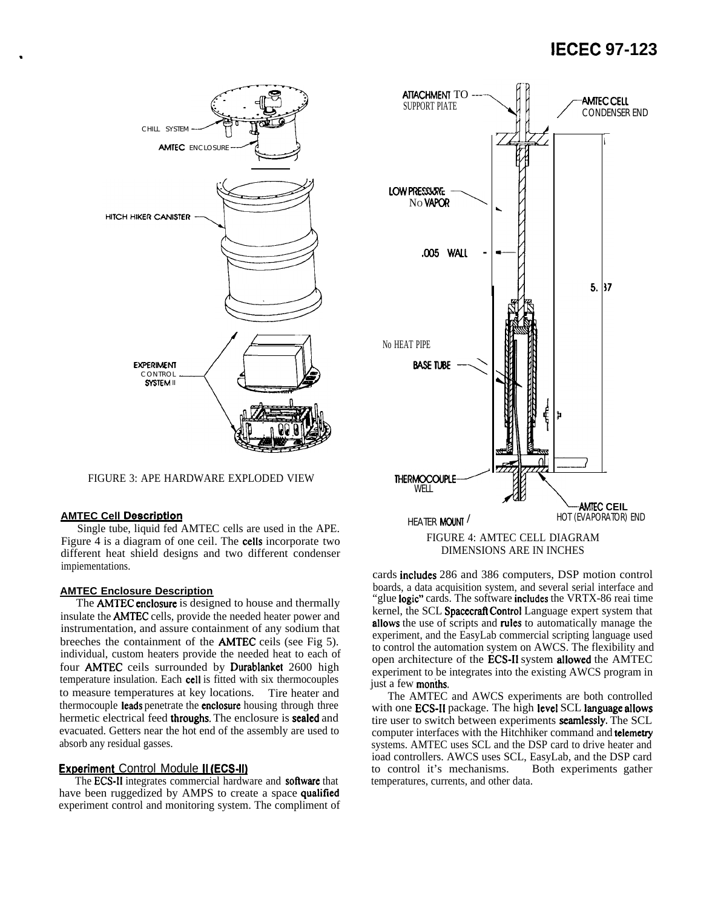FIGURE 3: APE HARDWARE EXPLODED VIEW

FIGURE 4: AMTEC CELL DIAGRAM
DIMENSIONS ARE IN INCHES

### AMTEC Cell Description

Single tube, liquid fed AMTEC cells are used in the APE. Figure 4 is a diagram of one ceil. The cells incorporate two different heat shield designs and two different condenser impiementations.

### AMTEC Enclosure Description

The AMTEC enclosure is designed to house and thermally insulate the AMTEC cells, provide the needed heater power and instrumentation, and assure containment of any sodium that breeches the containment of the AMTEC ceils (see Fig 5). individual, custom heaters provide the needed heat to each of four AMTEC ceils surrounded by Durablanket 2600 high temperature insulation. Each cell is fitted with six thermocouples to measure temperatures at key locations. Tire heater and thermocouple leads penetrate the enclosure housing through three hermetic electrical feed throughs. The enclosure is sealed and evacuated. Getters near the hot end of the assembly are used to absorb any residual gasses.

### Experiment Control Module II (ECS-II)

The ECS-II integrates commercial hardware and software that have been ruggedized by AMPS to create a space qualified experiment control and monitoring system. The compliment of cards includes 286 and 386 computers, DSP motion control boards, a data acquisition system, and several serial interface and "glue logic" cards. The software includes the VRTX-86 reai time kernel, the SCL Spacecraft Control Language expert system that allows the use of scripts and rules to automatically manage the experiment, and the EasyLab commercial scripting language used to control the automation system on AWCS. The flexibility and open architecture of the ECS-II system allowed the AMTEC experiment to be integrates into the existing AWCS program in just a few months.

The AMTEC and AWCS experiments are both controlled with one ECS-II package. The high level SCL language allows tire user to switch between experiments seamlessly. The SCL computer interfaces with the Hitchhiker command and telemetry systems. AMTEC uses SCL and the DSP card to drive heater and ioad controllers. AWCS uses SCL, EasyLab, and the DSP card to control it's mechanisms. Both experiments gather temperatures, currents, and other data.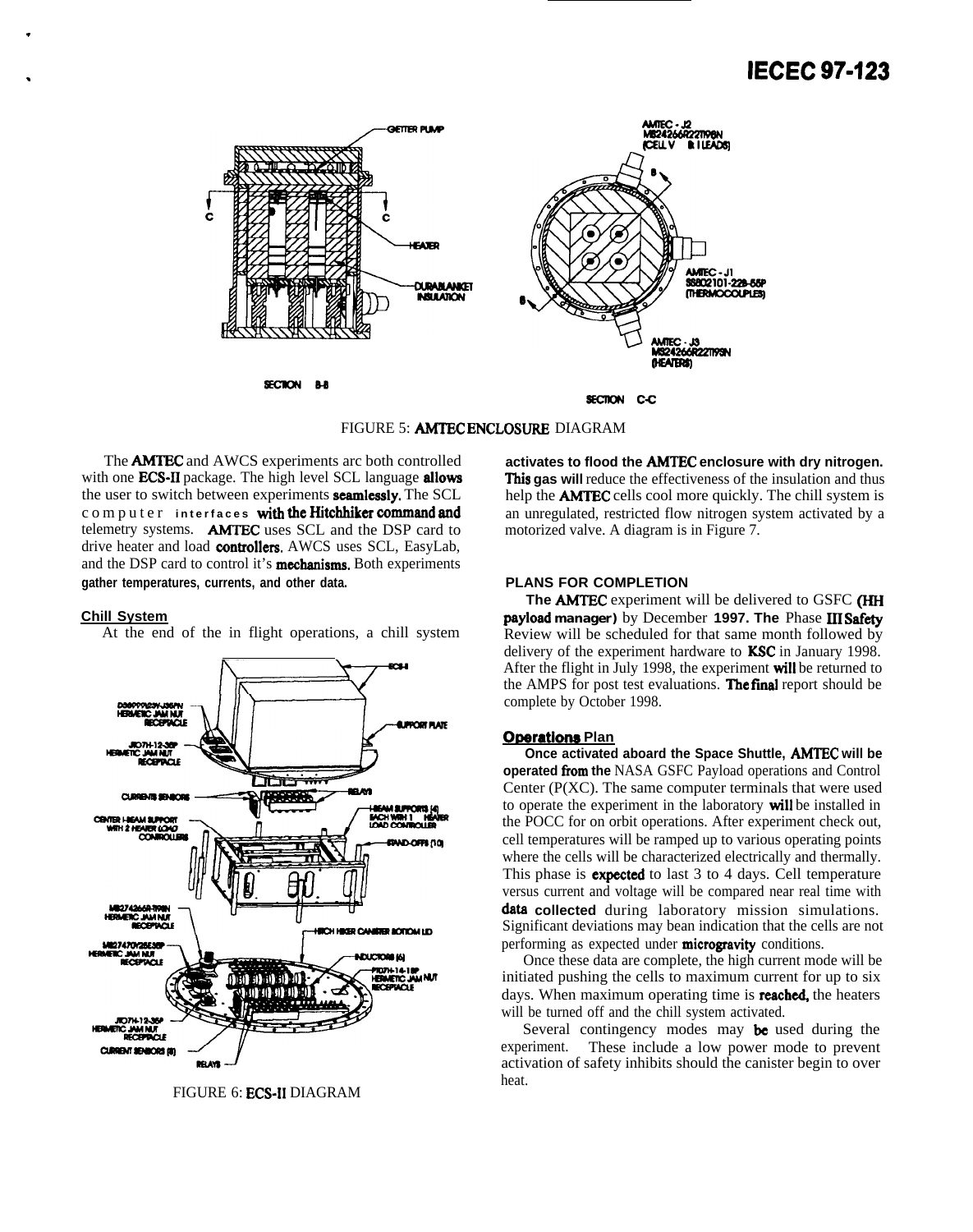FIGURE 5: AMTEC ENCLOSURE DIAGRAM

The AMTEC and AWCS experiments arc both controlled with one ECS-II package. The high level SCL language allows the user to switch between experiments seamlessly. The SCL computer interfaces with the Hitchhiker command and telemetry systems. AMTEC uses SCL and the DSP card to drive heater and load controllers. AWCS uses SCL, EasyLab, and the DSP card to control it's mechanisms. Both experiments gather temperatures, currents, and other data.

**Chill System**

At the end of the in flight operations, a chill system activates to flood the AMTEC enclosure with dry nitrogen. This gas will reduce the effectiveness of the insulation and thus help the AMTEC cells cool more quickly. The chill system is an unregulated, restricted flow nitrogen system activated by a motorized valve. A diagram is in Figure 7.

FIGURE 6: ECS-II DIAGRAM

**PLANS FOR COMPLETION**

The AMTEC experiment will be delivered to GSFC (HH payload manager) by December 1997. The Phase III Safety Review will be scheduled for that same month followed by delivery of the experiment hardware to KSC in January 1998. After the flight in July 1998, the experiment will be returned to the AMPS for post test evaluations. The final report should be complete by October 1998.

**Operations Plan**

Once activated aboard the Space Shuttle, AMTEC will be operated from the NASA GSFC Payload operations and Control Center (P(XC). The same computer terminals that were used to operate the experiment in the laboratory will be installed in the POCC for on orbit operations. After experiment check out, cell temperatures will be ramped up to various operating points where the cells will be characterized electrically and thermally. This phase is expected to last 3 to 4 days. Cell temperature versus current and voltage will be compared near real time with data collected during laboratory mission simulations. Significant deviations may bean indication that the cells are not performing as expected under microgravity conditions.

Once these data are complete, the high current mode will be initiated pushing the cells to maximum current for up to six days. When maximum operating time is reached, the heaters will be turned off and the chill system activated.

Several contingency modes may be used during the experiment. These include a low power mode to prevent activation of safety inhibits should the canister begin to over heat.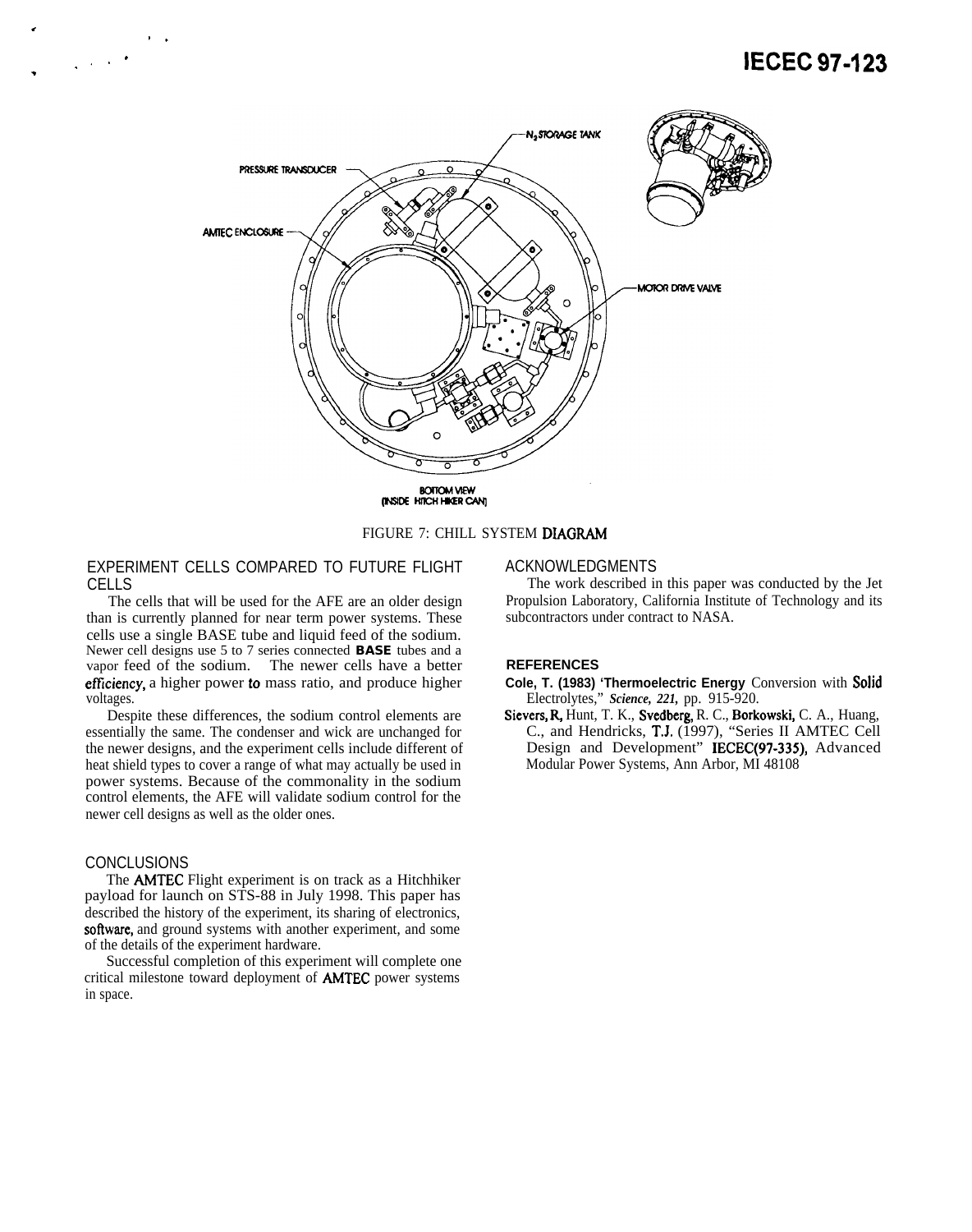FIGURE 7: CHILL SYSTEM DIAGRAM

## EXPERIMENT CELLS COMPARED TO FUTURE FLIGHT CELLS

The cells that will be used for the AFE are an older design than is currently planned for near term power systems. These cells use a single BASE tube and liquid feed of the sodium. Newer cell designs use 5 to 7 series connected **BASE** tubes and a vapor feed of the sodium. The newer cells have a better efficiency, a higher power to mass ratio, and produce higher voltages.

Despite these differences, the sodium control elements are essentially the same. The condenser and wick are unchanged for the newer designs, and the experiment cells include different of heat shield types to cover a range of what may actually be used in power systems. Because of the commonality in the sodium control elements, the AFE will validate sodium control for the newer cell designs as well as the older ones.

## CONCLUSIONS

The AMTEC Flight experiment is on track as a Hitchhiker payload for launch on STS-88 in July 1998. This paper has described the history of the experiment, its sharing of electronics, software, and ground systems with another experiment, and some of the details of the experiment hardware.

Successful completion of this experiment will complete one critical milestone toward deployment of AMTEC power systems in space.

## ACKNOWLEDGMENTS

The work described in this paper was conducted by the Jet Propulsion Laboratory, California Institute of Technology and its subcontractors under contract to NASA.

## REFERENCES

**Cole, T. (1983) 'Thermoelectric Energy** Conversion with Solid Electrolytes," *Science, 221*, pp. 915-920.

Sievers, R, Hunt, T. K., Svedberg, R. C., Borkowski, C. A., Huang, C., and Hendricks, T.J. (1997), "Series II AMTEC Cell Design and Development" IECEC(97-335), Advanced Modular Power Systems, Ann Arbor, MI 48108